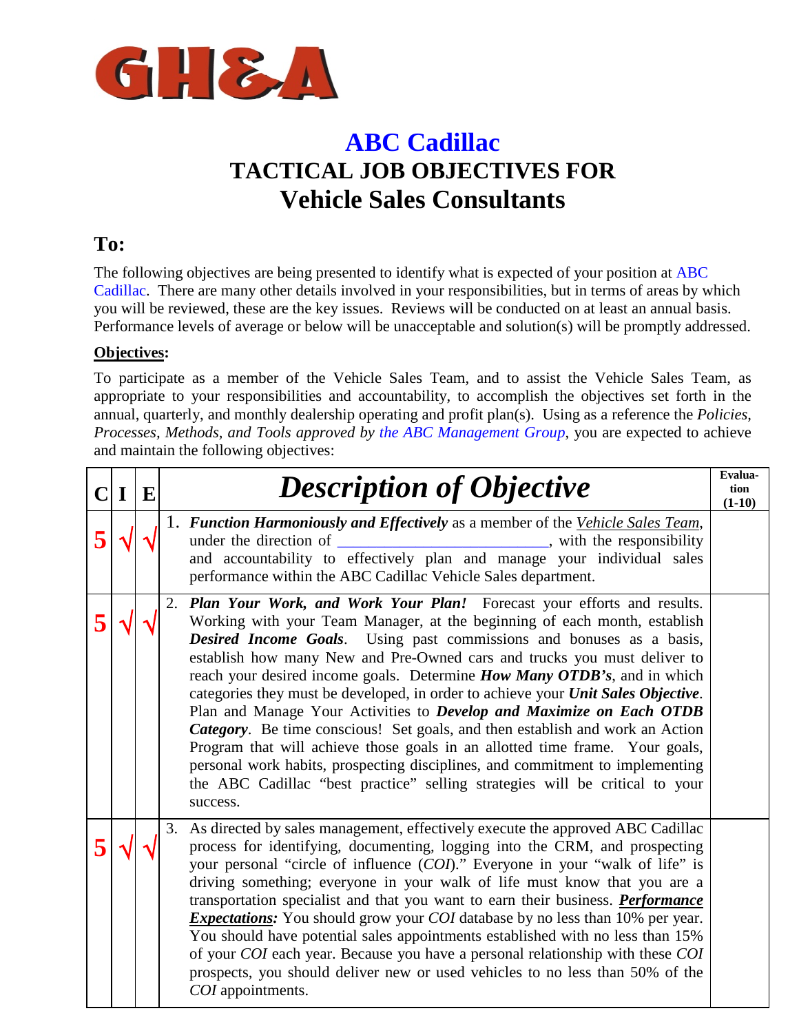GH&A

# ABC Cadillac
# TACTICAL JOB OBJECTIVES FOR
# Vehicle Sales Consultants

## To:

The following objectives are being presented to identify what is expected of your position at ABC Cadillac. There are many other details involved in your responsibilities, but in terms of areas by which you will be reviewed, these are the key issues. Reviews will be conducted on at least an annual basis. Performance levels of average or below will be unacceptable and solution(s) will be promptly addressed.

**Objectives:**

To participate as a member of the Vehicle Sales Team, and to assist the Vehicle Sales Team, as appropriate to your responsibilities and accountability, to accomplish the objectives set forth in the annual, quarterly, and monthly dealership operating and profit plan(s). Using as a reference the *Policies, Processes, Methods, and Tools approved by the ABC Management Group*, you are expected to achieve and maintain the following objectives:

| C | I | E | *Description of Objective* | Evaluation (1-10) |
|---|---|---|---|---|
| 5 | √ | √ | 1. ***Function Harmoniously and Effectively*** as a member of the *Vehicle Sales Team*, under the direction of ________________________, with the responsibility and accountability to effectively plan and manage your individual sales performance within the ABC Cadillac Vehicle Sales department. | |
| 5 | √ | √ | 2. ***Plan Your Work, and Work Your Plan!*** Forecast your efforts and results. Working with your Team Manager, at the beginning of each month, establish ***Desired Income Goals***. Using past commissions and bonuses as a basis, establish how many New and Pre-Owned cars and trucks you must deliver to reach your desired income goals. Determine ***How Many OTDB's***, and in which categories they must be developed, in order to achieve your ***Unit Sales Objective***. Plan and Manage Your Activities to ***Develop and Maximize on Each OTDB Category***. Be time conscious! Set goals, and then establish and work an Action Program that will achieve those goals in an allotted time frame. Your goals, personal work habits, prospecting disciplines, and commitment to implementing the ABC Cadillac "best practice" selling strategies will be critical to your success. | |
| 5 | √ | √ | 3. As directed by sales management, effectively execute the approved ABC Cadillac process for identifying, documenting, logging into the CRM, and prospecting your personal "circle of influence (*COI*)." Everyone in your "walk of life" is driving something; everyone in your walk of life must know that you are a transportation specialist and that you want to earn their business. ***Performance Expectations:*** You should grow your *COI* database by no less than 10% per year. You should have potential sales appointments established with no less than 15% of your *COI* each year. Because you have a personal relationship with these *COI* prospects, you should deliver new or used vehicles to no less than 50% of the *COI* appointments. | |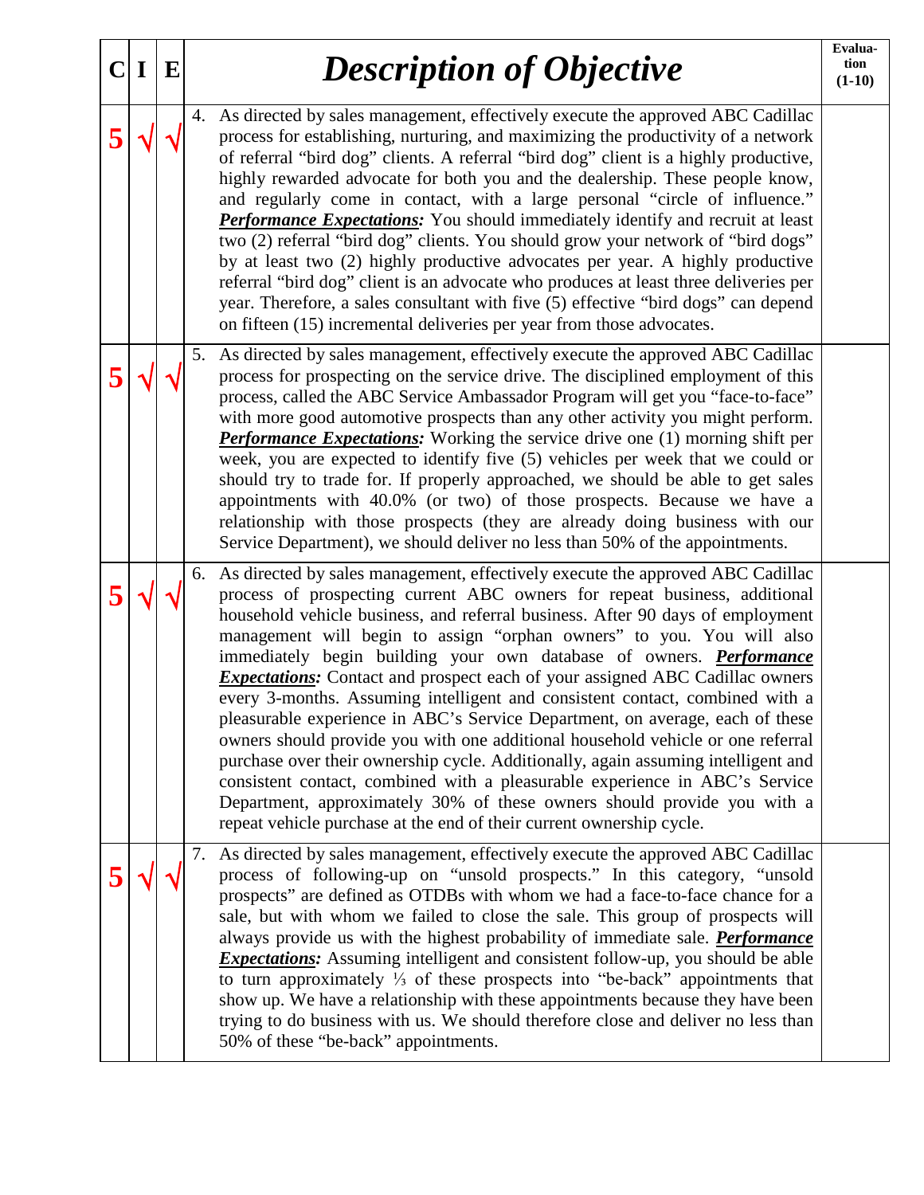| C | I | E | *Description of Objective* | Evaluation (1-10) |
|---|---|---|---|---|
| 5 | √ | √ | 4. As directed by sales management, effectively execute the approved ABC Cadillac process for establishing, nurturing, and maximizing the productivity of a network of referral "bird dog" clients. A referral "bird dog" client is a highly productive, highly rewarded advocate for both you and the dealership. These people know, and regularly come in contact, with a large personal "circle of influence." ***Performance Expectations:*** You should immediately identify and recruit at least two (2) referral "bird dog" clients. You should grow your network of "bird dogs" by at least two (2) highly productive advocates per year. A highly productive referral "bird dog" client is an advocate who produces at least three deliveries per year. Therefore, a sales consultant with five (5) effective "bird dogs" can depend on fifteen (15) incremental deliveries per year from those advocates. | |
| 5 | √ | √ | 5. As directed by sales management, effectively execute the approved ABC Cadillac process for prospecting on the service drive. The disciplined employment of this process, called the ABC Service Ambassador Program will get you "face-to-face" with more good automotive prospects than any other activity you might perform. ***Performance Expectations:*** Working the service drive one (1) morning shift per week, you are expected to identify five (5) vehicles per week that we could or should try to trade for. If properly approached, we should be able to get sales appointments with 40.0% (or two) of those prospects. Because we have a relationship with those prospects (they are already doing business with our Service Department), we should deliver no less than 50% of the appointments. | |
| 5 | √ | √ | 6. As directed by sales management, effectively execute the approved ABC Cadillac process of prospecting current ABC owners for repeat business, additional household vehicle business, and referral business. After 90 days of employment management will begin to assign "orphan owners" to you. You will also immediately begin building your own database of owners. ***Performance Expectations:*** Contact and prospect each of your assigned ABC Cadillac owners every 3-months. Assuming intelligent and consistent contact, combined with a pleasurable experience in ABC's Service Department, on average, each of these owners should provide you with one additional household vehicle or one referral purchase over their ownership cycle. Additionally, again assuming intelligent and consistent contact, combined with a pleasurable experience in ABC's Service Department, approximately 30% of these owners should provide you with a repeat vehicle purchase at the end of their current ownership cycle. | |
| 5 | √ | √ | 7. As directed by sales management, effectively execute the approved ABC Cadillac process of following-up on "unsold prospects." In this category, "unsold prospects" are defined as OTDBs with whom we had a face-to-face chance for a sale, but with whom we failed to close the sale. This group of prospects will always provide us with the highest probability of immediate sale. ***Performance Expectations:*** Assuming intelligent and consistent follow-up, you should be able to turn approximately ⅓ of these prospects into "be-back" appointments that show up. We have a relationship with these appointments because they have been trying to do business with us. We should therefore close and deliver no less than 50% of these "be-back" appointments. | |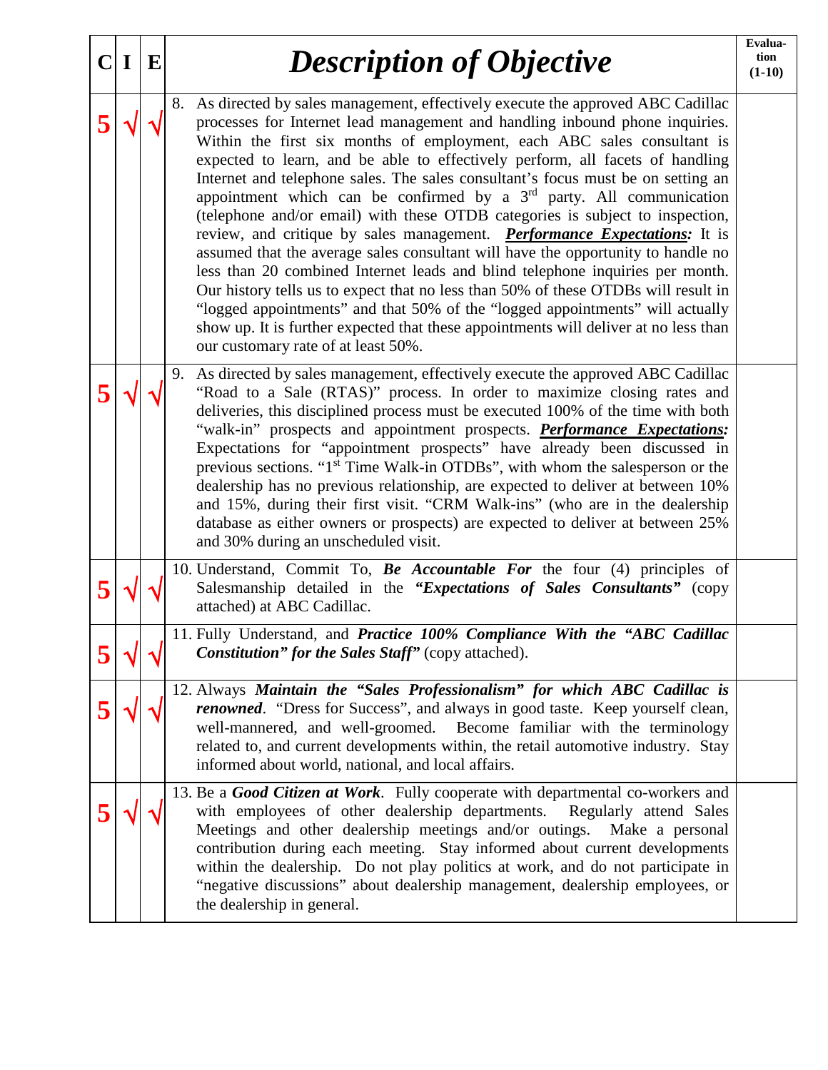| C | I | E | *Description of Objective* | Evaluation (1-10) |
|---|---|---|---|---|
| 5 | √ | √ | 8. As directed by sales management, effectively execute the approved ABC Cadillac processes for Internet lead management and handling inbound phone inquiries. Within the first six months of employment, each ABC sales consultant is expected to learn, and be able to effectively perform, all facets of handling Internet and telephone sales. The sales consultant's focus must be on setting an appointment which can be confirmed by a 3rd party. All communication (telephone and/or email) with these OTDB categories is subject to inspection, review, and critique by sales management. ***Performance Expectations:*** It is assumed that the average sales consultant will have the opportunity to handle no less than 20 combined Internet leads and blind telephone inquiries per month. Our history tells us to expect that no less than 50% of these OTDBs will result in "logged appointments" and that 50% of the "logged appointments" will actually show up. It is further expected that these appointments will deliver at no less than our customary rate of at least 50%. | |
| 5 | √ | √ | 9. As directed by sales management, effectively execute the approved ABC Cadillac "Road to a Sale (RTAS)" process. In order to maximize closing rates and deliveries, this disciplined process must be executed 100% of the time with both "walk-in" prospects and appointment prospects. ***Performance Expectations:*** Expectations for "appointment prospects" have already been discussed in previous sections. "1st Time Walk-in OTDBs", with whom the salesperson or the dealership has no previous relationship, are expected to deliver at between 10% and 15%, during their first visit. "CRM Walk-ins" (who are in the dealership database as either owners or prospects) are expected to deliver at between 25% and 30% during an unscheduled visit. | |
| 5 | √ | √ | 10. Understand, Commit To, ***Be Accountable For*** the four (4) principles of Salesmanship detailed in the ***"Expectations of Sales Consultants"*** (copy attached) at ABC Cadillac. | |
| 5 | √ | √ | 11. Fully Understand, and ***Practice 100% Compliance With the "ABC Cadillac Constitution" for the Sales Staff"*** (copy attached). | |
| 5 | √ | √ | 12. Always ***Maintain the "Sales Professionalism" for which ABC Cadillac is renowned***. "Dress for Success", and always in good taste. Keep yourself clean, well-mannered, and well-groomed. Become familiar with the terminology related to, and current developments within, the retail automotive industry. Stay informed about world, national, and local affairs. | |
| 5 | √ | √ | 13. Be a ***Good Citizen at Work***. Fully cooperate with departmental co-workers and with employees of other dealership departments. Regularly attend Sales Meetings and other dealership meetings and/or outings. Make a personal contribution during each meeting. Stay informed about current developments within the dealership. Do not play politics at work, and do not participate in "negative discussions" about dealership management, dealership employees, or the dealership in general. | |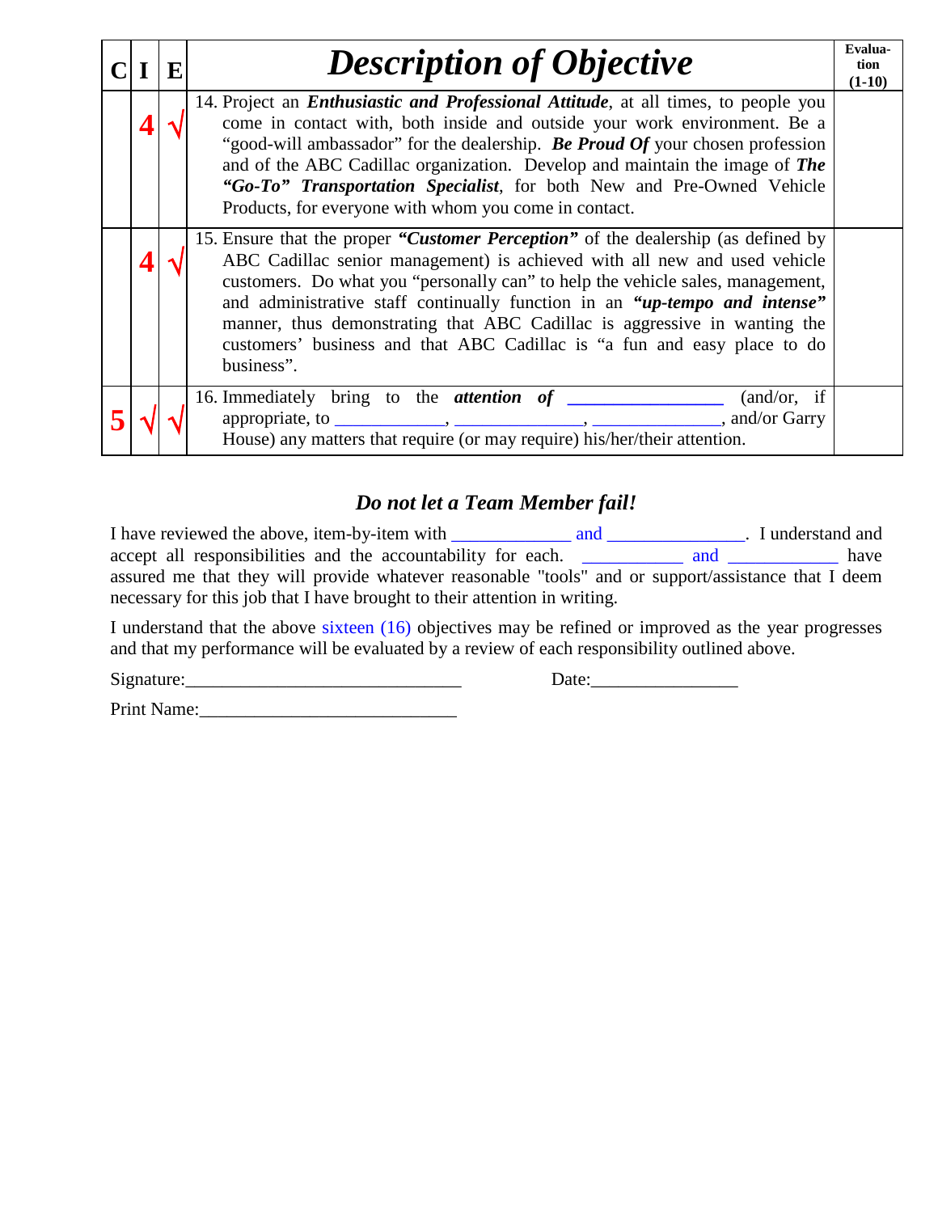| C | I | E | *Description of Objective* | Evaluation (1-10) |
|---|---|---|---|---|
| | 4 | √ | 14. Project an ***Enthusiastic and Professional Attitude***, at all times, to people you come in contact with, both inside and outside your work environment. Be a "good-will ambassador" for the dealership. ***Be Proud Of*** your chosen profession and of the ABC Cadillac organization. Develop and maintain the image of ***The "Go-To" Transportation Specialist***, for both New and Pre-Owned Vehicle Products, for everyone with whom you come in contact. | |
| | 4 | √ | 15. Ensure that the proper ***"Customer Perception"*** of the dealership (as defined by ABC Cadillac senior management) is achieved with all new and used vehicle customers. Do what you "personally can" to help the vehicle sales, management, and administrative staff continually function in an ***"up-tempo and intense"*** manner, thus demonstrating that ABC Cadillac is aggressive in wanting the customers' business and that ABC Cadillac is "a fun and easy place to do business". | |
| 5 | √ | √ | 16. Immediately bring to the ***attention of*** _______________ (and/or, if appropriate, to ___________, _____________, _____________, and/or Garry House) any matters that require (or may require) his/her/their attention. | |

## *Do not let a Team Member fail!*

I have reviewed the above, item-by-item with ____________ and ______________. I understand and accept all responsibilities and the accountability for each. __________ and ___________ have assured me that they will provide whatever reasonable "tools" and or support/assistance that I deem necessary for this job that I have brought to their attention in writing.

I understand that the above sixteen (16) objectives may be refined or improved as the year progresses and that my performance will be evaluated by a review of each responsibility outlined above.

Signature:____________________________ Date:_______________

Print Name:__________________________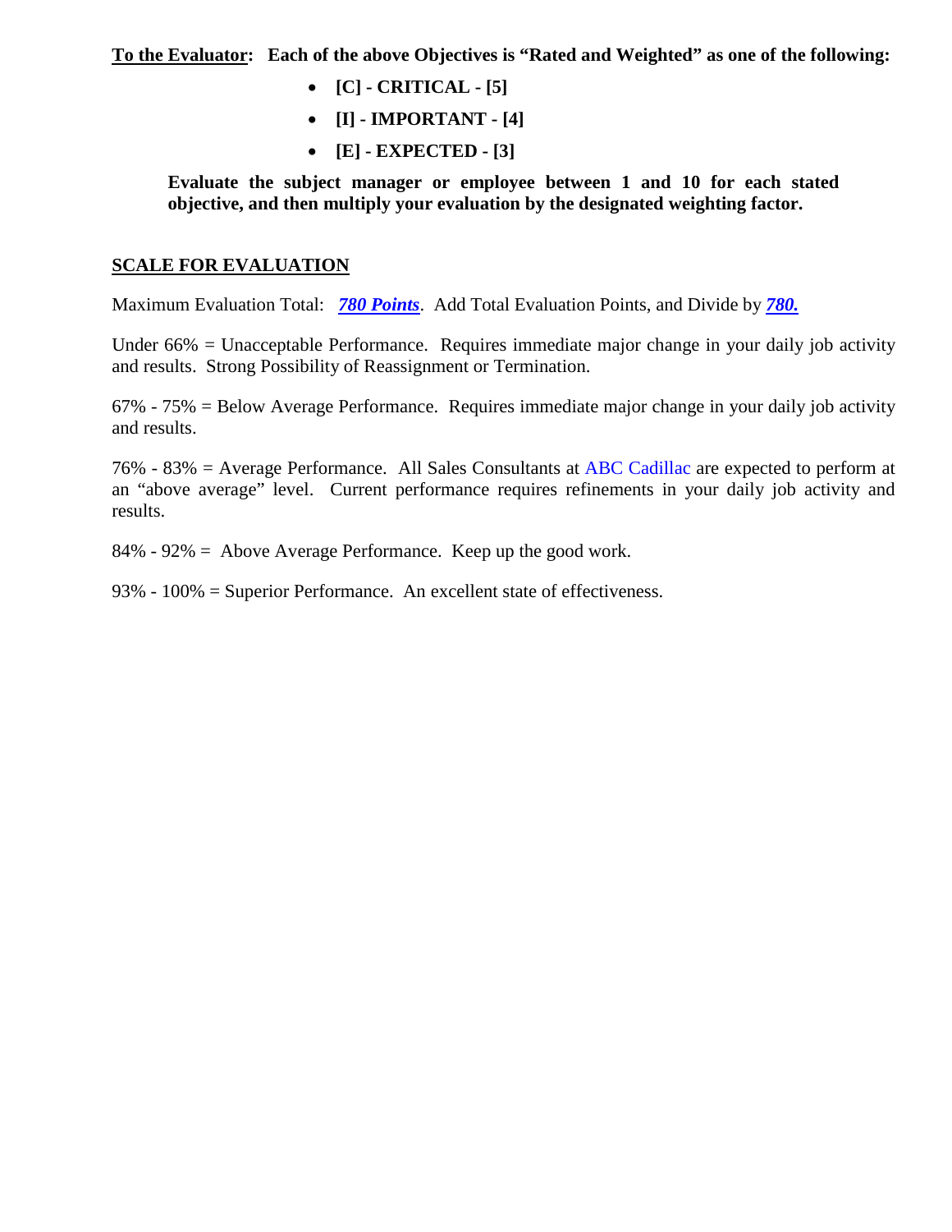**To the Evaluator: Each of the above Objectives is "Rated and Weighted" as one of the following:**

- **[C] - CRITICAL - [5]**
- **[I] - IMPORTANT - [4]**
- **[E] - EXPECTED - [3]**

**Evaluate the subject manager or employee between 1 and 10 for each stated objective, and then multiply your evaluation by the designated weighting factor.**

## SCALE FOR EVALUATION

Maximum Evaluation Total: ***780 Points***. Add Total Evaluation Points, and Divide by ***780.***

Under 66% = Unacceptable Performance. Requires immediate major change in your daily job activity and results. Strong Possibility of Reassignment or Termination.

67% - 75% = Below Average Performance. Requires immediate major change in your daily job activity and results.

76% - 83% = Average Performance. All Sales Consultants at ABC Cadillac are expected to perform at an "above average" level. Current performance requires refinements in your daily job activity and results.

84% - 92% = Above Average Performance. Keep up the good work.

93% - 100% = Superior Performance. An excellent state of effectiveness.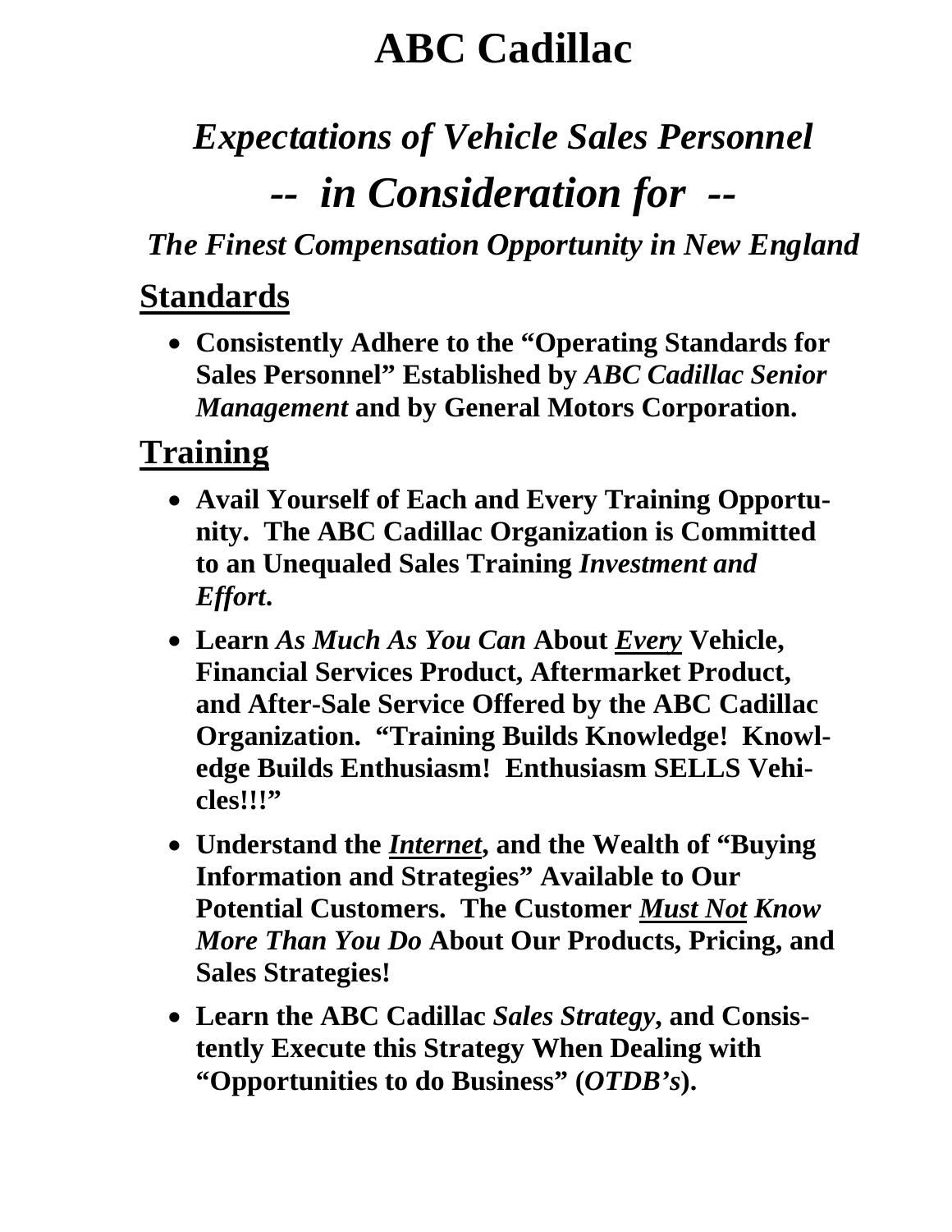# ABC Cadillac

## *Expectations of Vehicle Sales Personnel*

## *-- in Consideration for --*

### *The Finest Compensation Opportunity in New England*

## Standards

- **Consistently Adhere to the "Operating Standards for Sales Personnel" Established by *ABC Cadillac Senior Management* and by General Motors Corporation.**

## Training

- **Avail Yourself of Each and Every Training Opportunity. The ABC Cadillac Organization is Committed to an Unequaled Sales Training *Investment and Effort.***
- **Learn *As Much As You Can* About *Every* Vehicle, Financial Services Product, Aftermarket Product, and After-Sale Service Offered by the ABC Cadillac Organization. "Training Builds Knowledge! Knowledge Builds Enthusiasm! Enthusiasm SELLS Vehicles!!!"**
- **Understand the *Internet*, and the Wealth of "Buying Information and Strategies" Available to Our Potential Customers. The Customer *Must Not Know More Than You Do* About Our Products, Pricing, and Sales Strategies!**
- **Learn the ABC Cadillac *Sales Strategy*, and Consistently Execute this Strategy When Dealing with "Opportunities to do Business" (*OTDB's*).**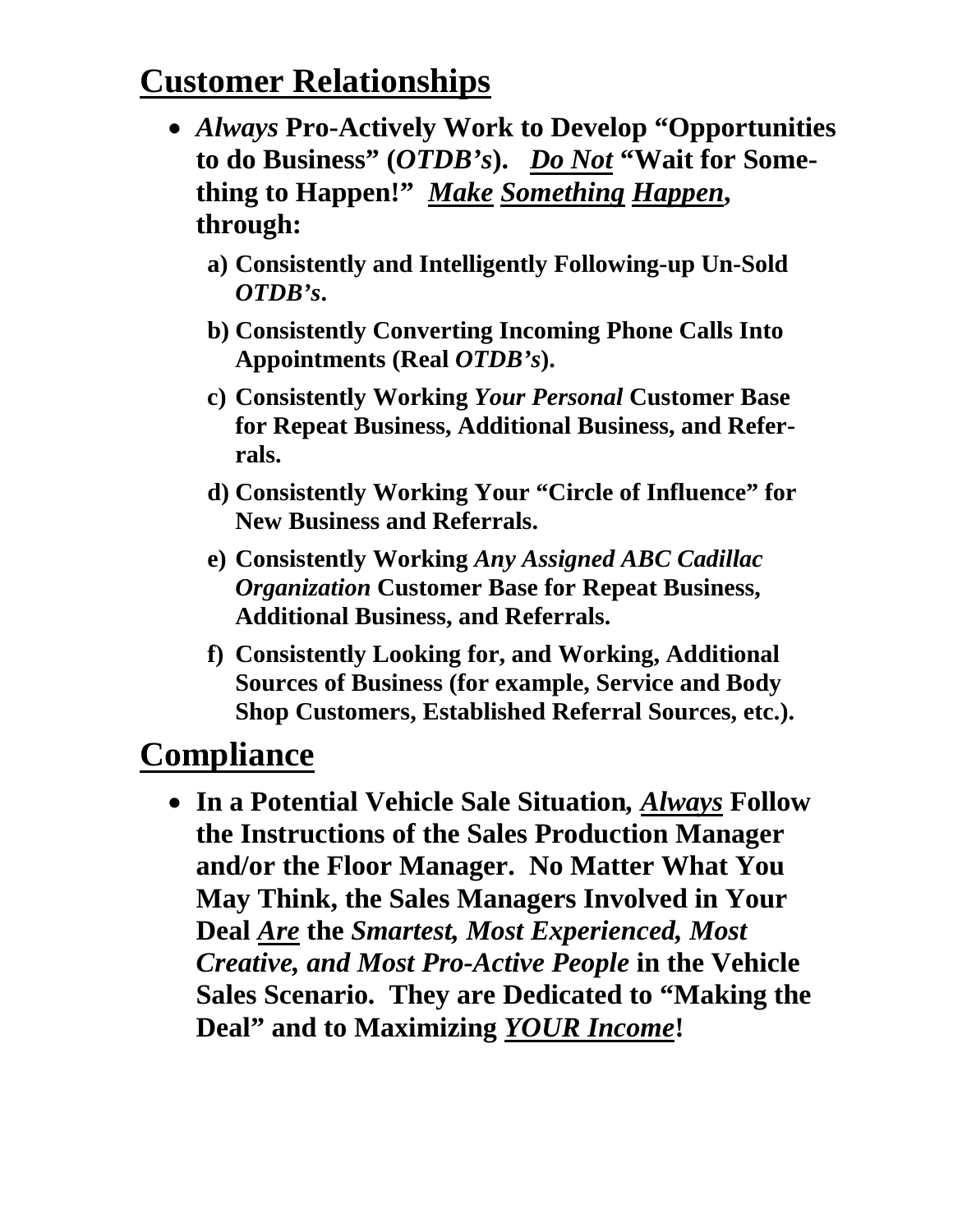## Customer Relationships

- ***Always* Pro-Actively Work to Develop "Opportunities to do Business" (*OTDB's*). <u>*Do Not*</u> "Wait for Something to Happen!" <u>*Make*</u> <u>*Something*</u> <u>*Happen*</u>, through:**
  - **a) Consistently and Intelligently Following-up Un-Sold *OTDB's*.**
  - **b) Consistently Converting Incoming Phone Calls Into Appointments (Real *OTDB's*).**
  - **c) Consistently Working *Your Personal* Customer Base for Repeat Business, Additional Business, and Referrals.**
  - **d) Consistently Working Your "Circle of Influence" for New Business and Referrals.**
  - **e) Consistently Working *Any Assigned ABC Cadillac Organization* Customer Base for Repeat Business, Additional Business, and Referrals.**
  - **f) Consistently Looking for, and Working, Additional Sources of Business (for example, Service and Body Shop Customers, Established Referral Sources, etc.).**

## Compliance

- **In a Potential Vehicle Sale Situation, <u>*Always*</u> Follow the Instructions of the Sales Production Manager and/or the Floor Manager. No Matter What You May Think, the Sales Managers Involved in Your Deal <u>*Are*</u> the *Smartest, Most Experienced, Most Creative, and Most Pro-Active People* in the Vehicle Sales Scenario. They are Dedicated to "Making the Deal" and to Maximizing <u>*YOUR Income*</u>!**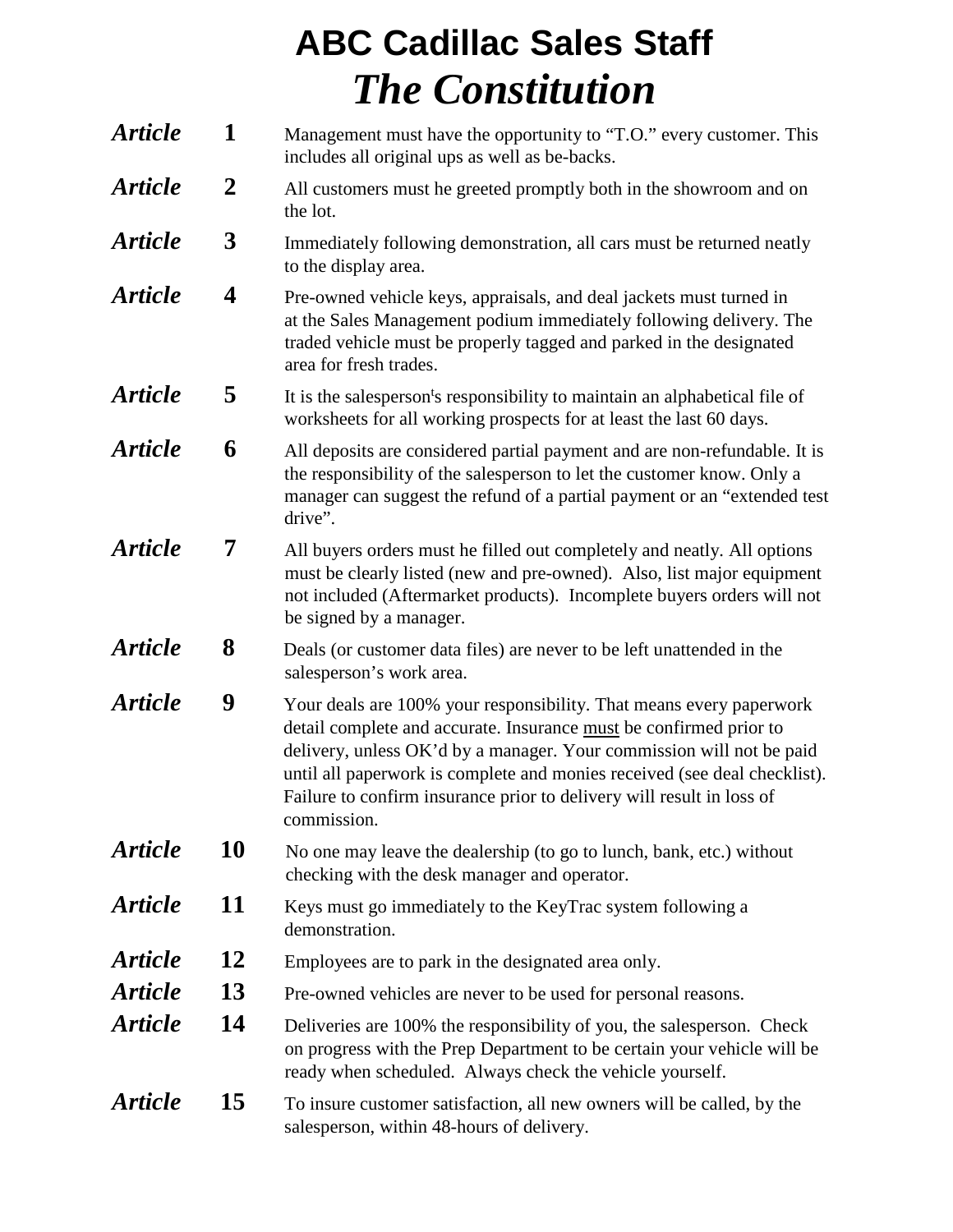# ABC Cadillac Sales Staff

## *The Constitution*

***Article* 1** Management must have the opportunity to "T.O." every customer. This includes all original ups as well as be-backs.

***Article* 2** All customers must he greeted promptly both in the showroom and on the lot.

***Article* 3** Immediately following demonstration, all cars must be returned neatly to the display area.

***Article* 4** Pre-owned vehicle keys, appraisals, and deal jackets must turned in at the Sales Management podium immediately following delivery. The traded vehicle must be properly tagged and parked in the designated area for fresh trades.

***Article* 5** It is the salesperson's responsibility to maintain an alphabetical file of worksheets for all working prospects for at least the last 60 days.

***Article* 6** All deposits are considered partial payment and are non-refundable. It is the responsibility of the salesperson to let the customer know. Only a manager can suggest the refund of a partial payment or an "extended test drive".

***Article* 7** All buyers orders must he filled out completely and neatly. All options must be clearly listed (new and pre-owned). Also, list major equipment not included (Aftermarket products). Incomplete buyers orders will not be signed by a manager.

***Article* 8** Deals (or customer data files) are never to be left unattended in the salesperson's work area.

***Article* 9** Your deals are 100% your responsibility. That means every paperwork detail complete and accurate. Insurance <u>must</u> be confirmed prior to delivery, unless OK'd by a manager. Your commission will not be paid until all paperwork is complete and monies received (see deal checklist). Failure to confirm insurance prior to delivery will result in loss of commission.

***Article* 10** No one may leave the dealership (to go to lunch, bank, etc.) without checking with the desk manager and operator.

***Article* 11** Keys must go immediately to the KeyTrac system following a demonstration.

***Article* 12** Employees are to park in the designated area only.

***Article* 13** Pre-owned vehicles are never to be used for personal reasons.

***Article* 14** Deliveries are 100% the responsibility of you, the salesperson. Check on progress with the Prep Department to be certain your vehicle will be ready when scheduled. Always check the vehicle yourself.

***Article* 15** To insure customer satisfaction, all new owners will be called, by the salesperson, within 48-hours of delivery.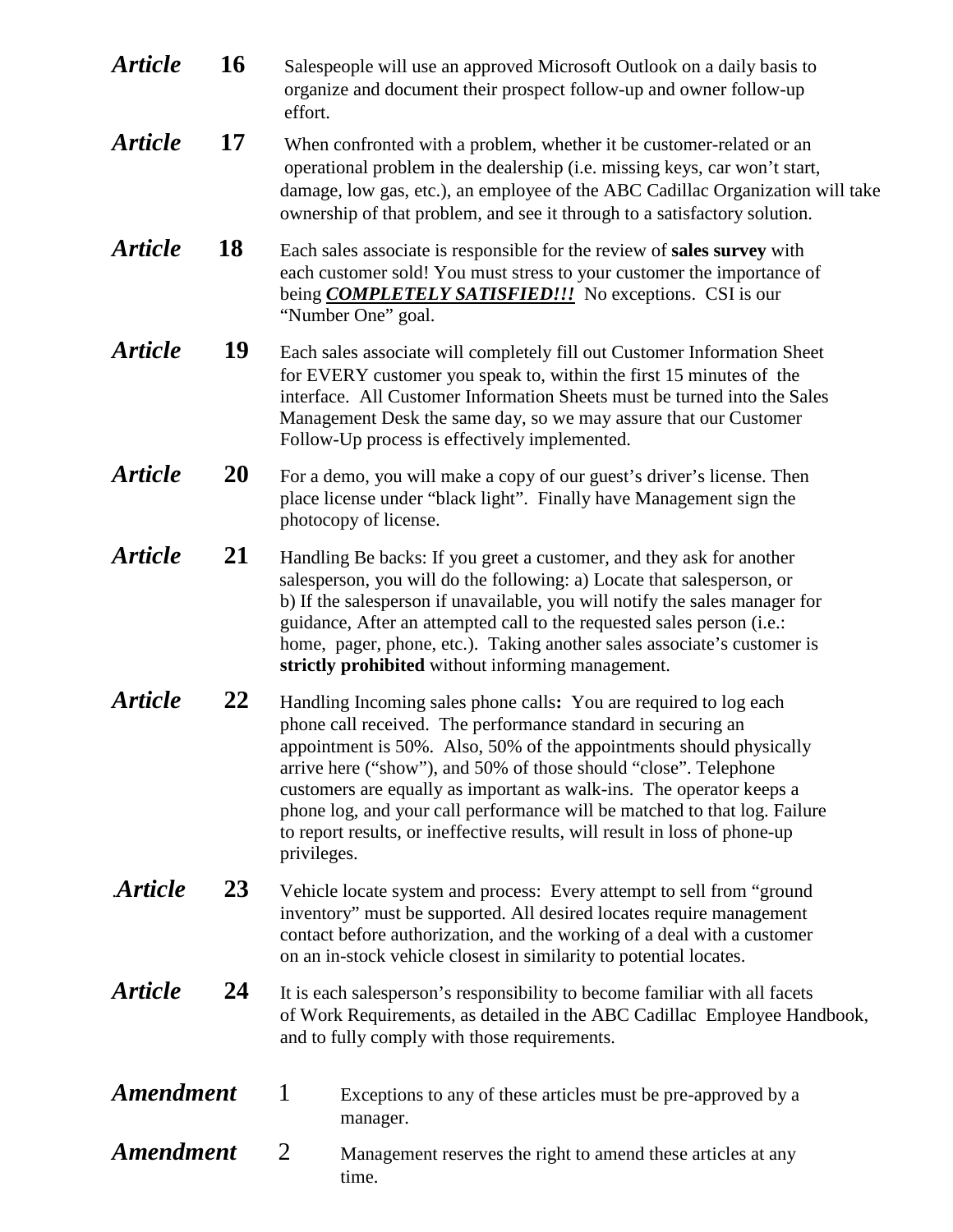***Article* 16** Salespeople will use an approved Microsoft Outlook on a daily basis to organize and document their prospect follow-up and owner follow-up effort.

***Article* 17** When confronted with a problem, whether it be customer-related or an operational problem in the dealership (i.e. missing keys, car won't start, damage, low gas, etc.), an employee of the ABC Cadillac Organization will take ownership of that problem, and see it through to a satisfactory solution.

***Article* 18** Each sales associate is responsible for the review of **sales survey** with each customer sold! You must stress to your customer the importance of being ***COMPLETELY SATISFIED!!!*** No exceptions. CSI is our "Number One" goal.

***Article* 19** Each sales associate will completely fill out Customer Information Sheet for EVERY customer you speak to, within the first 15 minutes of the interface. All Customer Information Sheets must be turned into the Sales Management Desk the same day, so we may assure that our Customer Follow-Up process is effectively implemented.

***Article* 20** For a demo, you will make a copy of our guest's driver's license. Then place license under "black light". Finally have Management sign the photocopy of license.

***Article* 21** Handling Be backs: If you greet a customer, and they ask for another salesperson, you will do the following: a) Locate that salesperson, or b) If the salesperson if unavailable, you will notify the sales manager for guidance, After an attempted call to the requested sales person (i.e.: home, pager, phone, etc.). Taking another sales associate's customer is **strictly prohibited** without informing management.

***Article* 22** Handling Incoming sales phone calls**:** You are required to log each phone call received. The performance standard in securing an appointment is 50%. Also, 50% of the appointments should physically arrive here ("show"), and 50% of those should "close". Telephone customers are equally as important as walk-ins. The operator keeps a phone log, and your call performance will be matched to that log. Failure to report results, or ineffective results, will result in loss of phone-up privileges.

.***Article* 23** Vehicle locate system and process: Every attempt to sell from "ground inventory" must be supported. All desired locates require management contact before authorization, and the working of a deal with a customer on an in-stock vehicle closest in similarity to potential locates.

***Article* 24** It is each salesperson's responsibility to become familiar with all facets of Work Requirements, as detailed in the ABC Cadillac Employee Handbook, and to fully comply with those requirements.

***Amendment*** 1 Exceptions to any of these articles must be pre-approved by a manager.

***Amendment*** 2 Management reserves the right to amend these articles at any time.